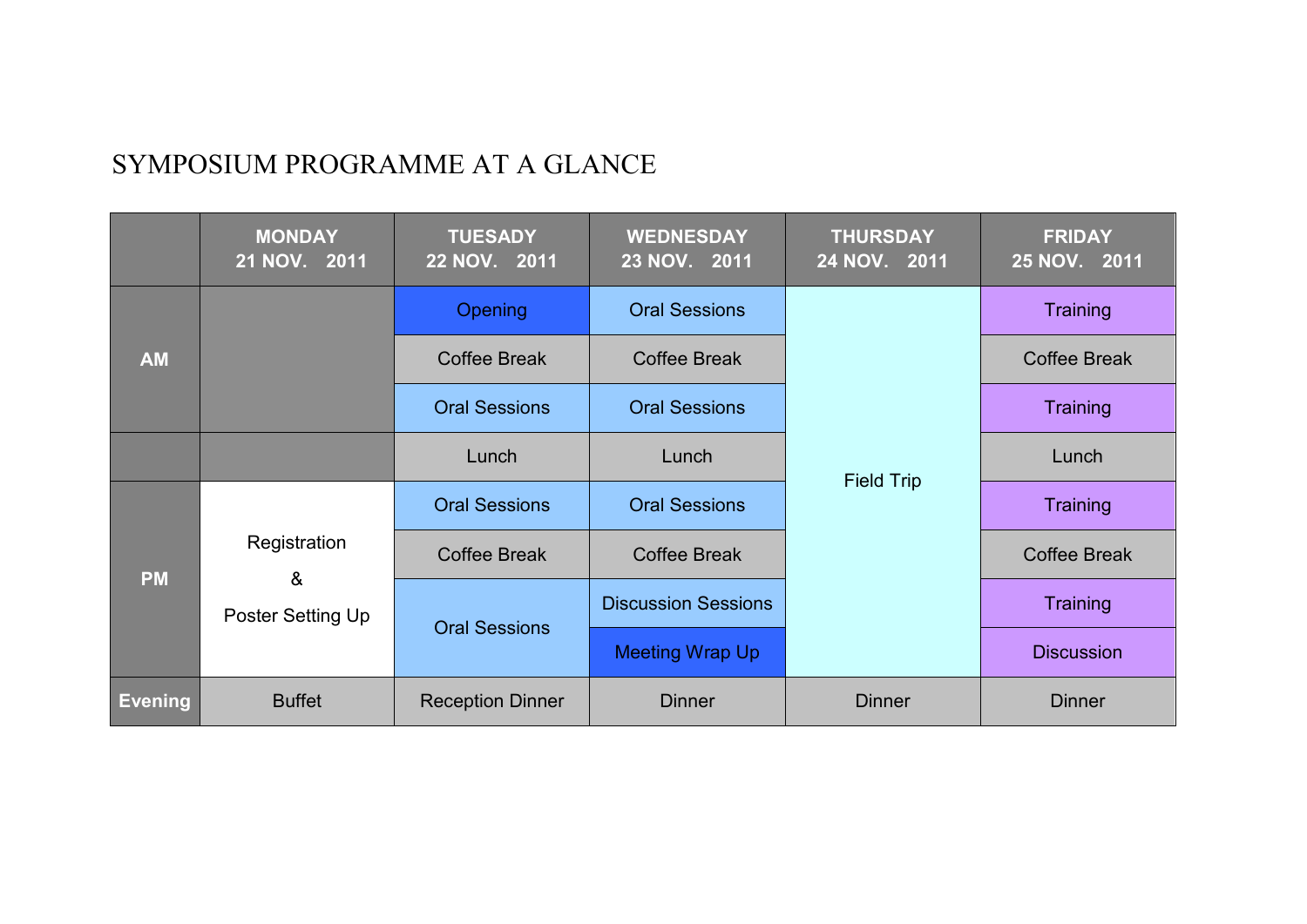# SYMPOSIUM PROGRAMME AT A GLANCE

| | MONDAY 21 NOV. 2011 | TUESADY 22 NOV. 2011 | WEDNESDAY 23 NOV. 2011 | THURSDAY 24 NOV. 2011 | FRIDAY 25 NOV. 2011 |
|---|---|---|---|---|---|
| AM | | Opening | Oral Sessions | Field Trip | Training |
| | | Coffee Break | Coffee Break | | Coffee Break |
| | | Oral Sessions | Oral Sessions | | Training |
| | | Lunch | Lunch | | Lunch |
| PM | Registration & Poster Setting Up | Oral Sessions | Oral Sessions | | Training |
| | | Coffee Break | Coffee Break | | Coffee Break |
| | | Oral Sessions | Discussion Sessions | | Training |
| | | | Meeting Wrap Up | | Discussion |
| Evening | Buffet | Reception Dinner | Dinner | Dinner | Dinner |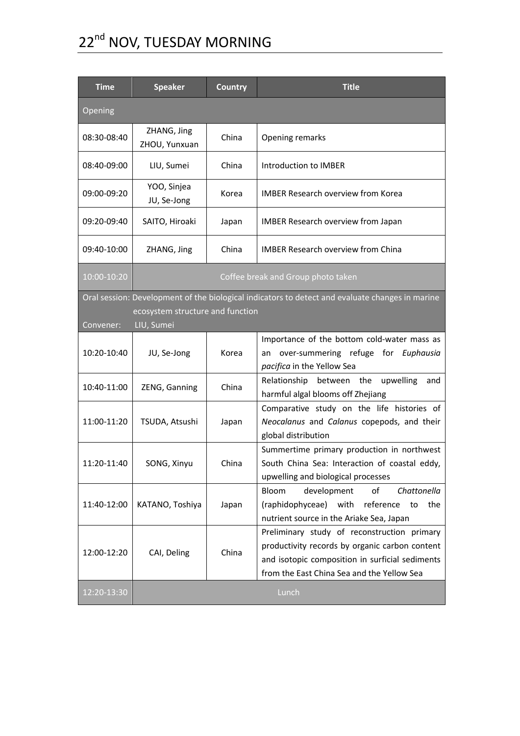# 22nd NOV, TUESDAY MORNING

| Time | Speaker | Country | Title |
|---|---|---|---|
| Opening | | | |
| 08:30-08:40 | ZHANG, Jing<br>ZHOU, Yunxuan | China | Opening remarks |
| 08:40-09:00 | LIU, Sumei | China | Introduction to IMBER |
| 09:00-09:20 | YOO, Sinjea<br>JU, Se-Jong | Korea | IMBER Research overview from Korea |
| 09:20-09:40 | SAITO, Hiroaki | Japan | IMBER Research overview from Japan |
| 09:40-10:00 | ZHANG, Jing | China | IMBER Research overview from China |
| 10:00-10:20 | Coffee break and Group photo taken | | |
| Oral session: Development of the biological indicators to detect and evaluate changes in marine ecosystem structure and function<br>Convener: LIU, Sumei | | | |
| 10:20-10:40 | JU, Se-Jong | Korea | Importance of the bottom cold-water mass as an over-summering refuge for *Euphausia pacifica* in the Yellow Sea |
| 10:40-11:00 | ZENG, Ganning | China | Relationship between the upwelling and harmful algal blooms off Zhejiang |
| 11:00-11:20 | TSUDA, Atsushi | Japan | Comparative study on the life histories of *Neocalanus* and *Calanus* copepods, and their global distribution |
| 11:20-11:40 | SONG, Xinyu | China | Summertime primary production in northwest South China Sea: Interaction of coastal eddy, upwelling and biological processes |
| 11:40-12:00 | KATANO, Toshiya | Japan | Bloom development of *Chattonella* (raphidophyceae) with reference to the nutrient source in the Ariake Sea, Japan |
| 12:00-12:20 | CAI, Deling | China | Preliminary study of reconstruction primary productivity records by organic carbon content and isotopic composition in surficial sediments from the East China Sea and the Yellow Sea |
| 12:20-13:30 | Lunch | | |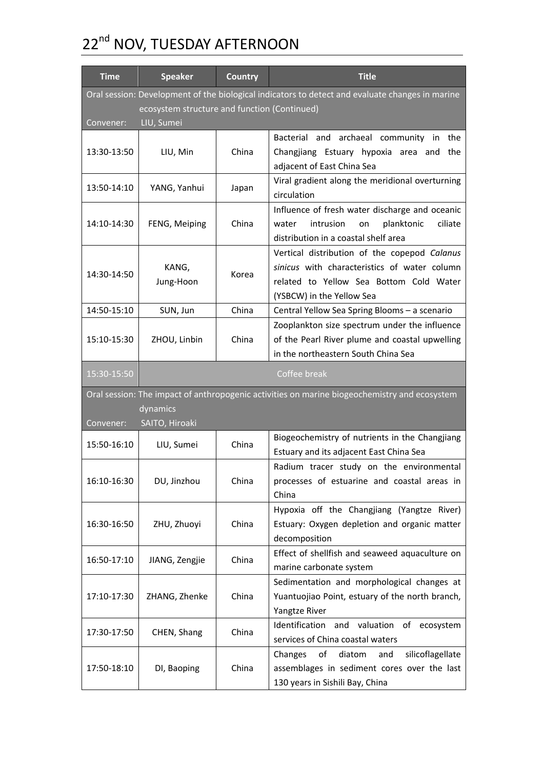# 22nd NOV, TUESDAY AFTERNOON

| Time | Speaker | Country | Title |
|---|---|---|---|
| Oral session: Development of the biological indicators to detect and evaluate changes in marine ecosystem structure and function (Continued)<br>Convener: LIU, Sumei | | | |
| 13:30-13:50 | LIU, Min | China | Bacterial and archaeal community in the Changjiang Estuary hypoxia area and the adjacent of East China Sea |
| 13:50-14:10 | YANG, Yanhui | Japan | Viral gradient along the meridional overturning circulation |
| 14:10-14:30 | FENG, Meiping | China | Influence of fresh water discharge and oceanic water intrusion on planktonic ciliate distribution in a coastal shelf area |
| 14:30-14:50 | KANG, Jung-Hoon | Korea | Vertical distribution of the copepod *Calanus sinicus* with characteristics of water column related to Yellow Sea Bottom Cold Water (YSBCW) in the Yellow Sea |
| 14:50-15:10 | SUN, Jun | China | Central Yellow Sea Spring Blooms – a scenario |
| 15:10-15:30 | ZHOU, Linbin | China | Zooplankton size spectrum under the influence of the Pearl River plume and coastal upwelling in the northeastern South China Sea |
| 15:30-15:50 | Coffee break | | |
| Oral session: The impact of anthropogenic activities on marine biogeochemistry and ecosystem dynamics<br>Convener: SAITO, Hiroaki | | | |
| 15:50-16:10 | LIU, Sumei | China | Biogeochemistry of nutrients in the Changjiang Estuary and its adjacent East China Sea |
| 16:10-16:30 | DU, Jinzhou | China | Radium tracer study on the environmental processes of estuarine and coastal areas in China |
| 16:30-16:50 | ZHU, Zhuoyi | China | Hypoxia off the Changjiang (Yangtze River) Estuary: Oxygen depletion and organic matter decomposition |
| 16:50-17:10 | JIANG, Zengjie | China | Effect of shellfish and seaweed aquaculture on marine carbonate system |
| 17:10-17:30 | ZHANG, Zhenke | China | Sedimentation and morphological changes at Yuantuojiao Point, estuary of the north branch, Yangtze River |
| 17:30-17:50 | CHEN, Shang | China | Identification and valuation of ecosystem services of China coastal waters |
| 17:50-18:10 | DI, Baoping | China | Changes of diatom and silicoflagellate assemblages in sediment cores over the last 130 years in Sishili Bay, China |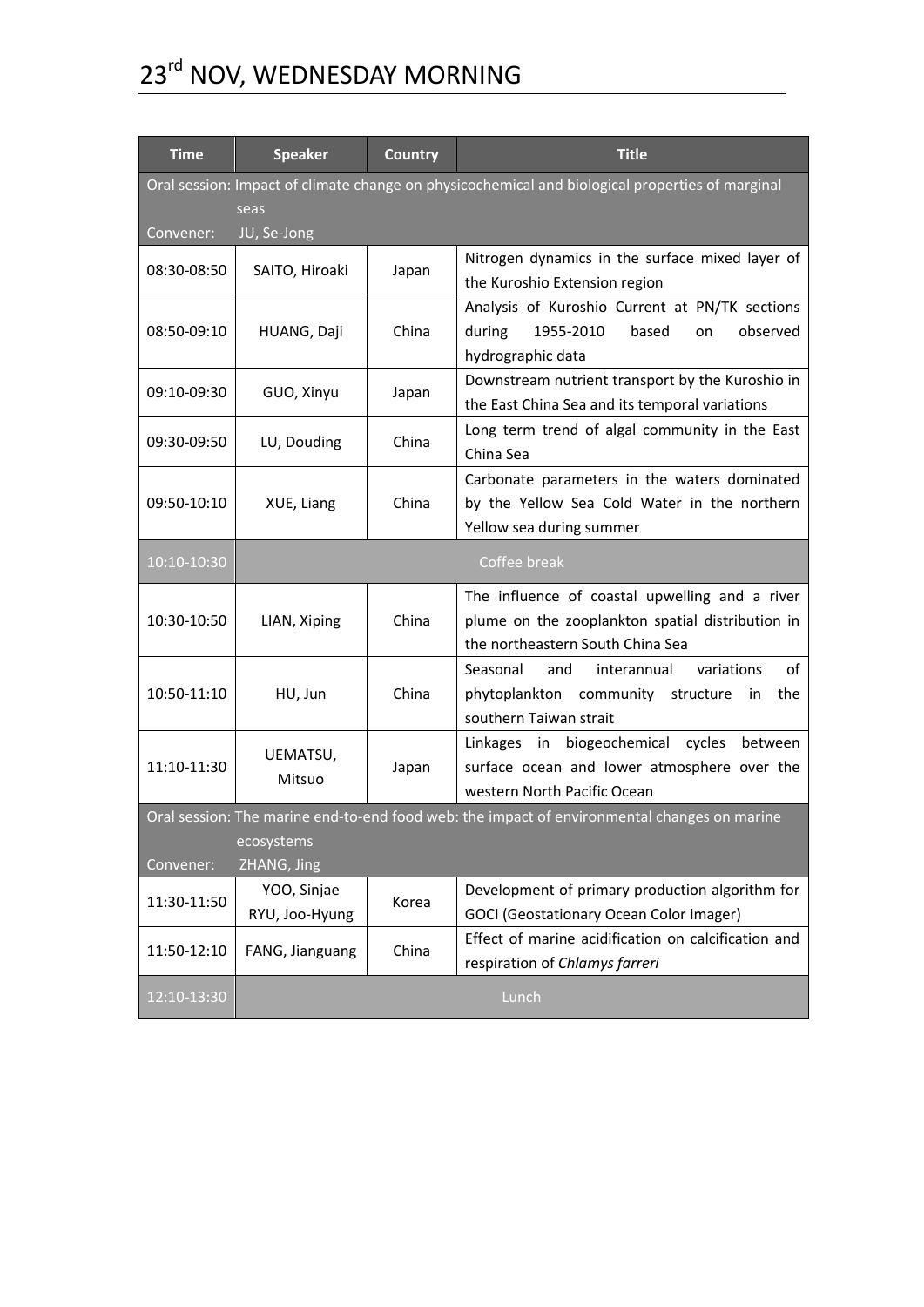# $23^{rd}$ NOV, WEDNESDAY MORNING

| Time | Speaker | Country | Title |
|---|---|---|---|
| Oral session: Impact of climate change on physicochemical and biological properties of marginal seas<br>Convener: JU, Se-Jong | | | |
| 08:30-08:50 | SAITO, Hiroaki | Japan | Nitrogen dynamics in the surface mixed layer of the Kuroshio Extension region |
| 08:50-09:10 | HUANG, Daji | China | Analysis of Kuroshio Current at PN/TK sections during 1955-2010 based on observed hydrographic data |
| 09:10-09:30 | GUO, Xinyu | Japan | Downstream nutrient transport by the Kuroshio in the East China Sea and its temporal variations |
| 09:30-09:50 | LU, Douding | China | Long term trend of algal community in the East China Sea |
| 09:50-10:10 | XUE, Liang | China | Carbonate parameters in the waters dominated by the Yellow Sea Cold Water in the northern Yellow sea during summer |
| 10:10-10:30 | Coffee break | | |
| 10:30-10:50 | LIAN, Xiping | China | The influence of coastal upwelling and a river plume on the zooplankton spatial distribution in the northeastern South China Sea |
| 10:50-11:10 | HU, Jun | China | Seasonal and interannual variations of phytoplankton community structure in the southern Taiwan strait |
| 11:10-11:30 | UEMATSU, Mitsuo | Japan | Linkages in biogeochemical cycles between surface ocean and lower atmosphere over the western North Pacific Ocean |
| Oral session: The marine end-to-end food web: the impact of environmental changes on marine ecosystems<br>Convener: ZHANG, Jing | | | |
| 11:30-11:50 | YOO, Sinjae<br>RYU, Joo-Hyung | Korea | Development of primary production algorithm for GOCI (Geostationary Ocean Color Imager) |
| 11:50-12:10 | FANG, Jianguang | China | Effect of marine acidification on calcification and respiration of *Chlamys farreri* |
| 12:10-13:30 | Lunch | | |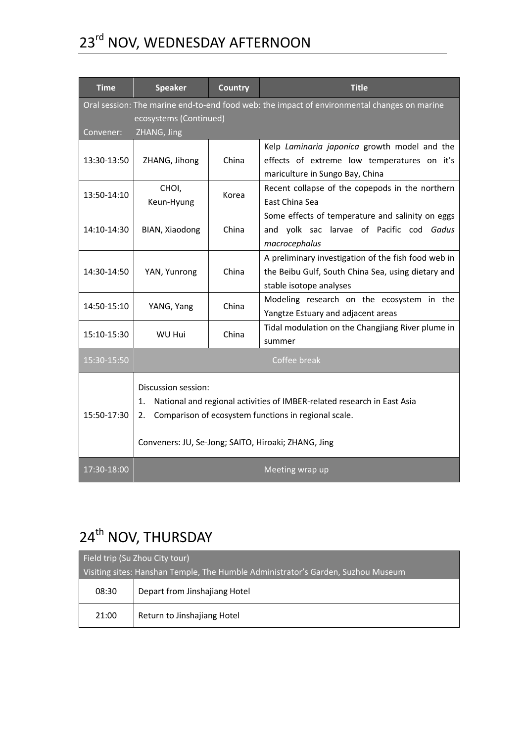# 23rd NOV, WEDNESDAY AFTERNOON

| Time | Speaker | Country | Title |
|---|---|---|---|
| Oral session: The marine end-to-end food web: the impact of environmental changes on marine ecosystems (Continued)<br>Convener: ZHANG, Jing | | | |
| 13:30-13:50 | ZHANG, Jihong | China | Kelp *Laminaria japonica* growth model and the effects of extreme low temperatures on it's mariculture in Sungo Bay, China |
| 13:50-14:10 | CHOI, Keun-Hyung | Korea | Recent collapse of the copepods in the northern East China Sea |
| 14:10-14:30 | BIAN, Xiaodong | China | Some effects of temperature and salinity on eggs and yolk sac larvae of Pacific cod *Gadus macrocephalus* |
| 14:30-14:50 | YAN, Yunrong | China | A preliminary investigation of the fish food web in the Beibu Gulf, South China Sea, using dietary and stable isotope analyses |
| 14:50-15:10 | YANG, Yang | China | Modeling research on the ecosystem in the Yangtze Estuary and adjacent areas |
| 15:10-15:30 | WU Hui | China | Tidal modulation on the Changjiang River plume in summer |
| 15:30-15:50 | Coffee break | | |
| 15:50-17:30 | Discussion session:<br>1. National and regional activities of IMBER-related research in East Asia<br>2. Comparison of ecosystem functions in regional scale.<br><br>Conveners: JU, Se-Jong; SAITO, Hiroaki; ZHANG, Jing | | |
| 17:30-18:00 | Meeting wrap up | | |

# 24th NOV, THURSDAY

| Field trip (Su Zhou City tour)<br>Visiting sites: Hanshan Temple, The Humble Administrator's Garden, Suzhou Museum | |
|---|---|
| 08:30 | Depart from Jinshajiang Hotel |
| 21:00 | Return to Jinshajiang Hotel |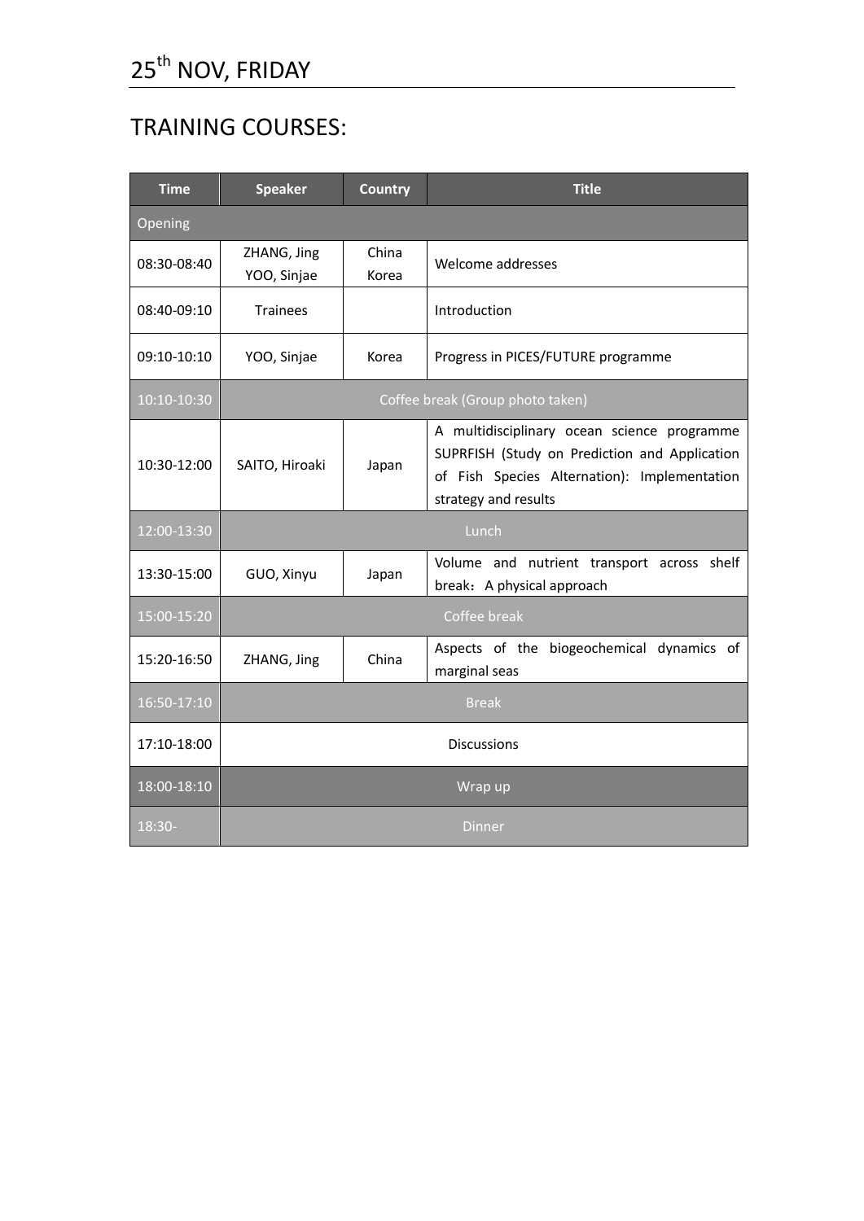# $25^{th}$ NOV, FRIDAY

## TRAINING COURSES:

| Time | Speaker | Country | Title |
|---|---|---|---|
| Opening | | | |
| 08:30-08:40 | ZHANG, Jing<br>YOO, Sinjae | China<br>Korea | Welcome addresses |
| 08:40-09:10 | Trainees | | Introduction |
| 09:10-10:10 | YOO, Sinjae | Korea | Progress in PICES/FUTURE programme |
| 10:10-10:30 | Coffee break (Group photo taken) | | |
| 10:30-12:00 | SAITO, Hiroaki | Japan | A multidisciplinary ocean science programme SUPRFISH (Study on Prediction and Application of Fish Species Alternation): Implementation strategy and results |
| 12:00-13:30 | Lunch | | |
| 13:30-15:00 | GUO, Xinyu | Japan | Volume and nutrient transport across shelf break：A physical approach |
| 15:00-15:20 | Coffee break | | |
| 15:20-16:50 | ZHANG, Jing | China | Aspects of the biogeochemical dynamics of marginal seas |
| 16:50-17:10 | Break | | |
| 17:10-18:00 | Discussions | | |
| 18:00-18:10 | Wrap up | | |
| 18:30- | Dinner | | |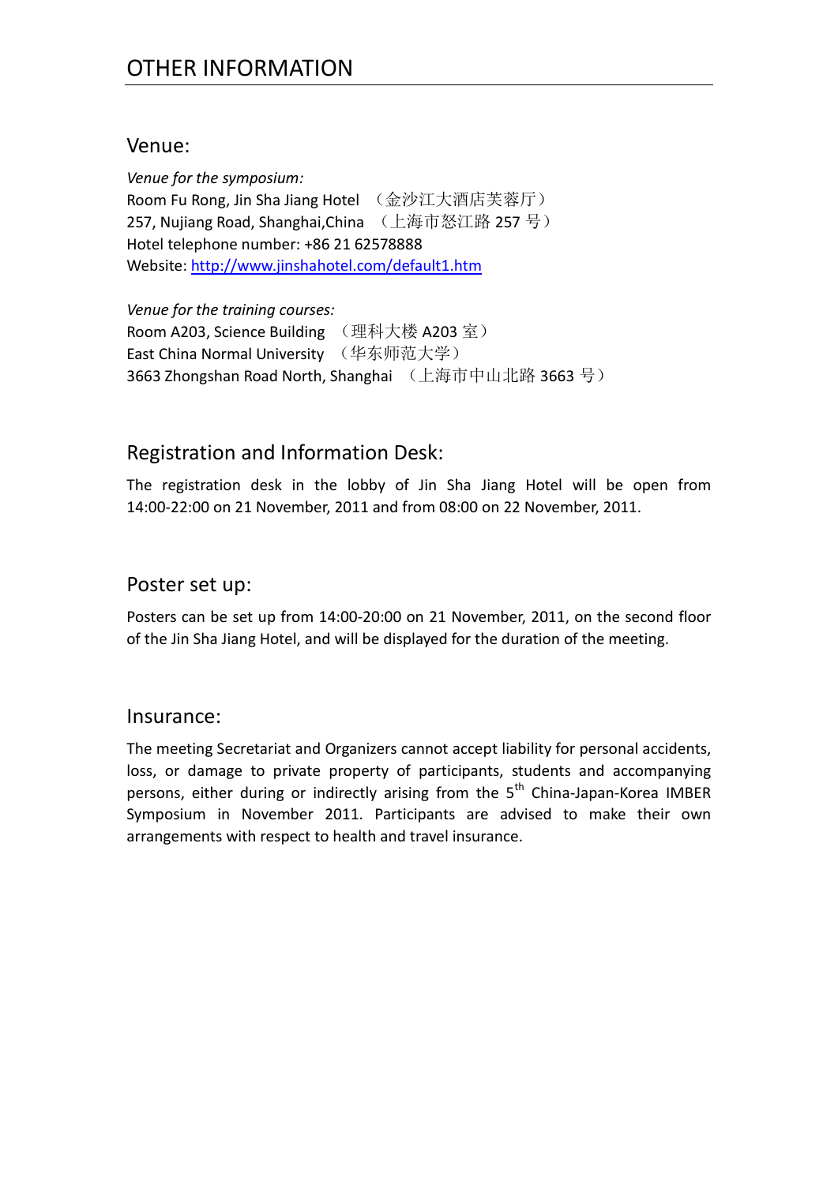# OTHER INFORMATION

## Venue:

*Venue for the symposium:*
Room Fu Rong, Jin Sha Jiang Hotel （金沙江大酒店芙蓉厅）
257, Nujiang Road, Shanghai,China （上海市怒江路 257 号）
Hotel telephone number: +86 21 62578888
Website: http://www.jinshahotel.com/default1.htm

*Venue for the training courses:*
Room A203, Science Building （理科大楼 A203 室）
East China Normal University （华东师范大学）
3663 Zhongshan Road North, Shanghai （上海市中山北路 3663 号）

## Registration and Information Desk:

The registration desk in the lobby of Jin Sha Jiang Hotel will be open from 14:00-22:00 on 21 November, 2011 and from 08:00 on 22 November, 2011.

## Poster set up:

Posters can be set up from 14:00-20:00 on 21 November, 2011, on the second floor of the Jin Sha Jiang Hotel, and will be displayed for the duration of the meeting.

## Insurance:

The meeting Secretariat and Organizers cannot accept liability for personal accidents, loss, or damage to private property of participants, students and accompanying persons, either during or indirectly arising from the 5th China-Japan-Korea IMBER Symposium in November 2011. Participants are advised to make their own arrangements with respect to health and travel insurance.